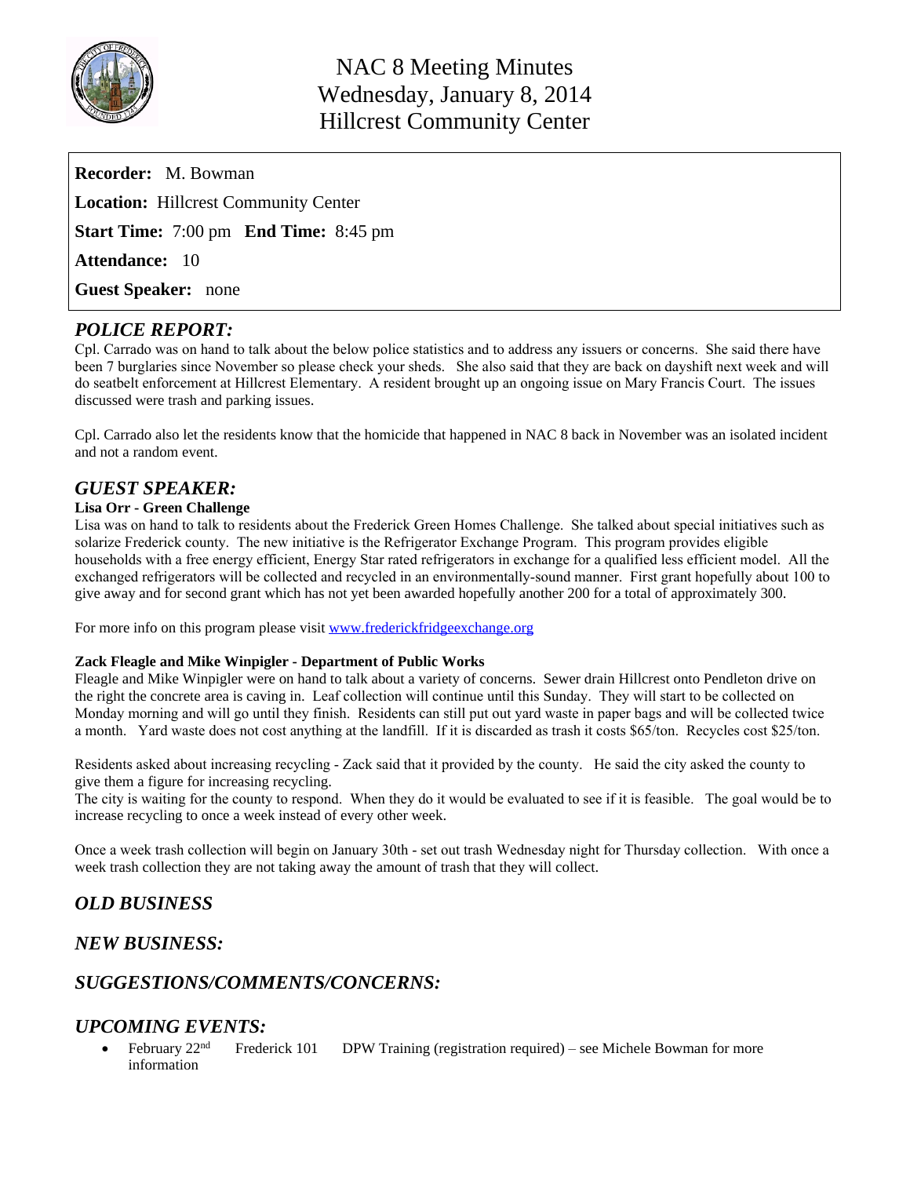# NAC 8 Meeting Minutes
Wednesday, January 8, 2014
Hillcrest Community Center

**Recorder:** M. Bowman

**Location:** Hillcrest Community Center

**Start Time:** 7:00 pm **End Time:** 8:45 pm

**Attendance:** 10

**Guest Speaker:** none

## *POLICE REPORT:*

Cpl. Carrado was on hand to talk about the below police statistics and to address any issuers or concerns. She said there have been 7 burglaries since November so please check your sheds. She also said that they are back on dayshift next week and will do seatbelt enforcement at Hillcrest Elementary. A resident brought up an ongoing issue on Mary Francis Court. The issues discussed were trash and parking issues.

Cpl. Carrado also let the residents know that the homicide that happened in NAC 8 back in November was an isolated incident and not a random event.

## *GUEST SPEAKER:*

**Lisa Orr - Green Challenge**

Lisa was on hand to talk to residents about the Frederick Green Homes Challenge. She talked about special initiatives such as solarize Frederick county. The new initiative is the Refrigerator Exchange Program. This program provides eligible households with a free energy efficient, Energy Star rated refrigerators in exchange for a qualified less efficient model. All the exchanged refrigerators will be collected and recycled in an environmentally-sound manner. First grant hopefully about 100 to give away and for second grant which has not yet been awarded hopefully another 200 for a total of approximately 300.

For more info on this program please visit [www.frederickfridgeexchange.org](http://www.frederickfridgeexchange.org)

**Zack Fleagle and Mike Winpigler - Department of Public Works**

Fleagle and Mike Winpigler were on hand to talk about a variety of concerns. Sewer drain Hillcrest onto Pendleton drive on the right the concrete area is caving in. Leaf collection will continue until this Sunday. They will start to be collected on Monday morning and will go until they finish. Residents can still put out yard waste in paper bags and will be collected twice a month. Yard waste does not cost anything at the landfill. If it is discarded as trash it costs $65/ton. Recycles cost $25/ton.

Residents asked about increasing recycling - Zack said that it provided by the county. He said the city asked the county to give them a figure for increasing recycling.
The city is waiting for the county to respond. When they do it would be evaluated to see if it is feasible. The goal would be to increase recycling to once a week instead of every other week.

Once a week trash collection will begin on January 30th - set out trash Wednesday night for Thursday collection. With once a week trash collection they are not taking away the amount of trash that they will collect.

## *OLD BUSINESS*

## *NEW BUSINESS:*

## *SUGGESTIONS/COMMENTS/CONCERNS:*

## *UPCOMING EVENTS:*

- February 22nd Frederick 101 DPW Training (registration required) – see Michele Bowman for more information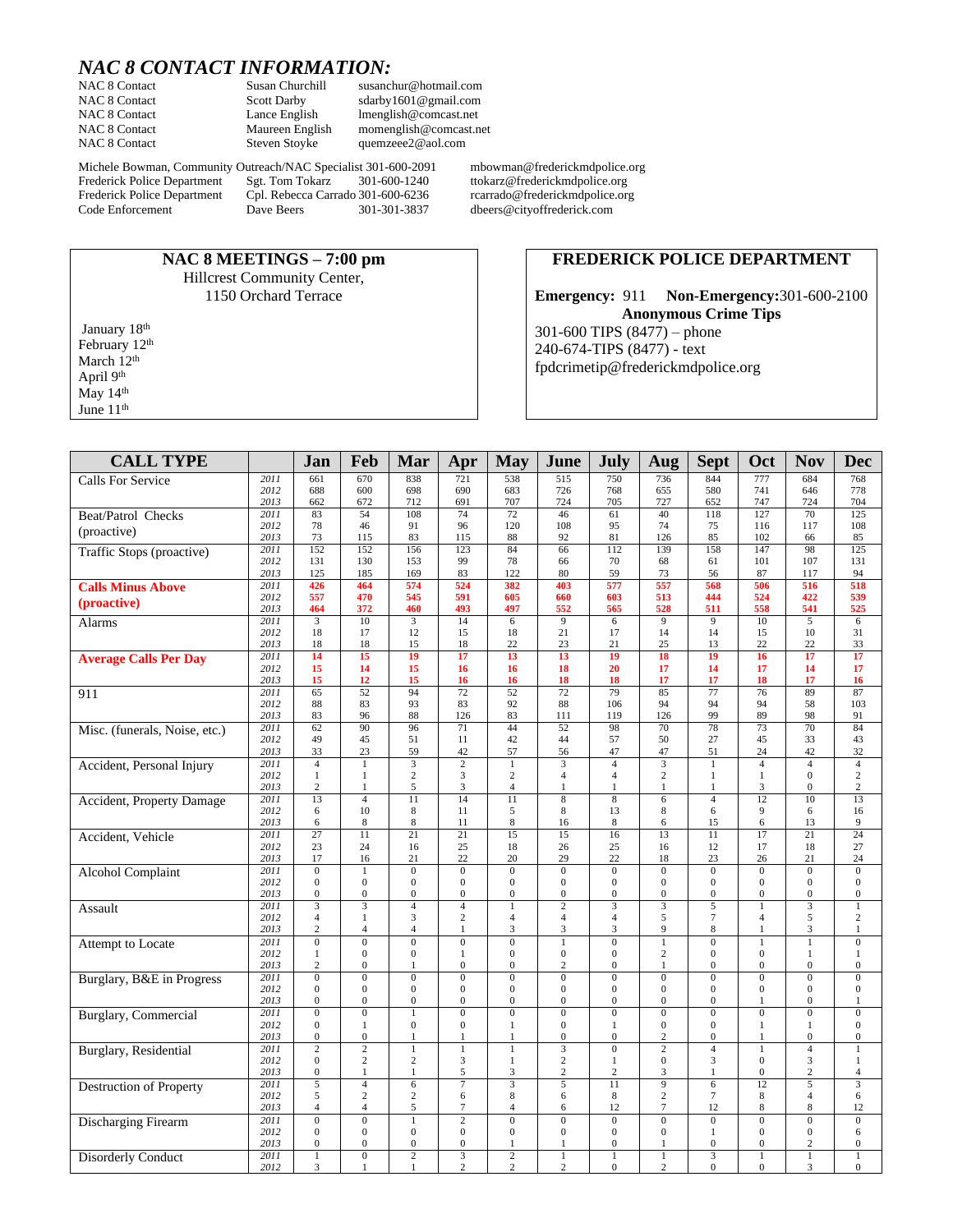# *NAC 8 CONTACT INFORMATION:*

| | | |
|---|---|---|
| NAC 8 Contact | Susan Churchill | susanchur@hotmail.com |
| NAC 8 Contact | Scott Darby | sdarby1601@gmail.com |
| NAC 8 Contact | Lance English | lmenglish@comcast.net |
| NAC 8 Contact | Maureen English | momenglish@comcast.net |
| NAC 8 Contact | Steven Stoyke | quemzeee2@aol.com |

| | | | |
|---|---|---|---|
| Michele Bowman, Community Outreach/NAC Specialist | | 301-600-2091 | mbowman@frederickmdpolice.org |
| Frederick Police Department | Sgt. Tom Tokarz | 301-600-1240 | ttokarz@frederickmdpolice.org |
| Frederick Police Department | Cpl. Rebecca Carrado | 301-600-6236 | rcarrado@frederickmdpolice.org |
| Code Enforcement | Dave Beers | 301-301-3837 | dbeers@cityoffrederick.com |

## NAC 8 MEETINGS – 7:00 pm

Hillcrest Community Center,
1150 Orchard Terrace

January 18th
February 12th
March 12th
April 9th
May 14th
June 11th

## FREDERICK POLICE DEPARTMENT

**Emergency:** 911 **Non-Emergency:**301-600-2100

**Anonymous Crime Tips**

301-600 TIPS (8477) – phone
240-674-TIPS (8477) - text
fpdcrimetip@frederickmdpolice.org

| CALL TYPE | | Jan | Feb | Mar | Apr | May | June | July | Aug | Sept | Oct | Nov | Dec |
|---|---|---|---|---|---|---|---|---|---|---|---|---|---|
| Calls For Service | 2011 | 661 | 670 | 838 | 721 | 538 | 515 | 750 | 736 | 844 | 777 | 684 | 768 |
| | 2012 | 688 | 600 | 698 | 690 | 683 | 726 | 768 | 655 | 580 | 741 | 646 | 778 |
| | 2013 | 662 | 672 | 712 | 691 | 707 | 724 | 705 | 727 | 652 | 747 | 724 | 704 |
| Beat/Patrol Checks (proactive) | 2011 | 83 | 54 | 108 | 74 | 72 | 46 | 61 | 40 | 118 | 127 | 70 | 125 |
| | 2012 | 78 | 46 | 91 | 96 | 120 | 108 | 95 | 74 | 75 | 116 | 117 | 108 |
| | 2013 | 73 | 115 | 83 | 115 | 88 | 92 | 81 | 126 | 85 | 102 | 66 | 85 |
| Traffic Stops (proactive) | 2011 | 152 | 152 | 156 | 123 | 84 | 66 | 112 | 139 | 158 | 147 | 98 | 125 |
| | 2012 | 131 | 130 | 153 | 99 | 78 | 66 | 70 | 68 | 61 | 101 | 107 | 131 |
| | 2013 | 125 | 185 | 169 | 83 | 122 | 80 | 59 | 73 | 56 | 87 | 117 | 94 |
| **Calls Minus Above (proactive)** | 2011 | **426** | **464** | **574** | **524** | **382** | **403** | **577** | **557** | **568** | **506** | **516** | **518** |
| | 2012 | **557** | **470** | **545** | **591** | **605** | **660** | **603** | **513** | **444** | **524** | **422** | **539** |
| | 2013 | **464** | **372** | **460** | **493** | **497** | **552** | **565** | **528** | **511** | **558** | **541** | **525** |
| Alarms | 2011 | 3 | 10 | 3 | 14 | 6 | 9 | 6 | 9 | 9 | 10 | 5 | 6 |
| | 2012 | 18 | 17 | 12 | 15 | 18 | 21 | 17 | 14 | 14 | 15 | 10 | 31 |
| | 2013 | 18 | 18 | 15 | 18 | 22 | 23 | 21 | 25 | 13 | 22 | 22 | 33 |
| **Average Calls Per Day** | 2011 | **14** | **15** | **19** | **17** | **13** | **13** | **19** | **18** | **19** | **16** | **17** | **17** |
| | 2012 | **15** | **14** | **15** | **16** | **16** | **18** | **20** | **17** | **14** | **17** | **14** | **17** |
| | 2013 | **15** | **12** | **15** | **16** | **16** | **18** | **18** | **17** | **17** | **18** | **17** | **16** |
| 911 | 2011 | 65 | 52 | 94 | 72 | 52 | 72 | 79 | 85 | 77 | 76 | 89 | 87 |
| | 2012 | 88 | 83 | 93 | 83 | 92 | 88 | 106 | 94 | 94 | 94 | 58 | 103 |
| | 2013 | 83 | 96 | 88 | 126 | 83 | 111 | 119 | 126 | 99 | 89 | 98 | 91 |
| Misc. (funerals, Noise, etc.) | 2011 | 62 | 90 | 96 | 71 | 44 | 52 | 98 | 70 | 78 | 73 | 70 | 84 |
| | 2012 | 49 | 45 | 51 | 11 | 42 | 44 | 57 | 50 | 27 | 45 | 33 | 43 |
| | 2013 | 33 | 23 | 59 | 42 | 57 | 56 | 47 | 47 | 51 | 24 | 42 | 32 |
| Accident, Personal Injury | 2011 | 4 | 1 | 3 | 2 | 1 | 3 | 4 | 3 | 1 | 4 | 4 | 4 |
| | 2012 | 1 | 1 | 2 | 3 | 2 | 4 | 4 | 2 | 1 | 1 | 0 | 2 |
| | 2013 | 2 | 1 | 5 | 3 | 4 | 1 | 1 | 1 | 1 | 3 | 0 | 2 |
| Accident, Property Damage | 2011 | 13 | 4 | 11 | 14 | 11 | 8 | 8 | 6 | 4 | 12 | 10 | 13 |
| | 2012 | 6 | 10 | 8 | 11 | 5 | 8 | 13 | 8 | 6 | 9 | 6 | 16 |
| | 2013 | 6 | 8 | 8 | 11 | 8 | 16 | 8 | 6 | 15 | 6 | 13 | 9 |
| Accident, Vehicle | 2011 | 27 | 11 | 21 | 21 | 15 | 15 | 16 | 13 | 11 | 17 | 21 | 24 |
| | 2012 | 23 | 24 | 16 | 25 | 18 | 26 | 25 | 16 | 12 | 17 | 18 | 27 |
| | 2013 | 17 | 16 | 21 | 22 | 20 | 29 | 22 | 18 | 23 | 26 | 21 | 24 |
| Alcohol Complaint | 2011 | 0 | 1 | 0 | 0 | 0 | 0 | 0 | 0 | 0 | 0 | 0 | 0 |
| | 2012 | 0 | 0 | 0 | 0 | 0 | 0 | 0 | 0 | 0 | 0 | 0 | 0 |
| | 2013 | 0 | 0 | 0 | 0 | 0 | 0 | 0 | 0 | 0 | 0 | 0 | 0 |
| Assault | 2011 | 3 | 3 | 4 | 4 | 1 | 2 | 3 | 3 | 5 | 1 | 3 | 1 |
| | 2012 | 4 | 1 | 3 | 2 | 4 | 4 | 4 | 5 | 7 | 4 | 5 | 2 |
| | 2013 | 2 | 4 | 4 | 1 | 3 | 3 | 3 | 9 | 8 | 1 | 3 | 1 |
| Attempt to Locate | 2011 | 0 | 0 | 0 | 0 | 0 | 1 | 0 | 1 | 0 | 1 | 1 | 0 |
| | 2012 | 1 | 0 | 0 | 1 | 0 | 0 | 0 | 2 | 0 | 0 | 1 | 1 |
| | 2013 | 2 | 0 | 1 | 0 | 0 | 2 | 0 | 1 | 0 | 0 | 0 | 0 |
| Burglary, B&E in Progress | 2011 | 0 | 0 | 0 | 0 | 0 | 0 | 0 | 0 | 0 | 0 | 0 | 0 |
| | 2012 | 0 | 0 | 0 | 0 | 0 | 0 | 0 | 0 | 0 | 0 | 0 | 0 |
| | 2013 | 0 | 0 | 0 | 0 | 0 | 0 | 0 | 0 | 0 | 1 | 0 | 1 |
| Burglary, Commercial | 2011 | 0 | 0 | 1 | 0 | 0 | 0 | 0 | 0 | 0 | 0 | 0 | 0 |
| | 2012 | 0 | 1 | 0 | 0 | 1 | 0 | 1 | 0 | 0 | 1 | 1 | 0 |
| | 2013 | 0 | 0 | 1 | 1 | 1 | 0 | 0 | 2 | 0 | 1 | 0 | 0 |
| Burglary, Residential | 2011 | 2 | 2 | 1 | 1 | 1 | 3 | 0 | 2 | 4 | 1 | 4 | 1 |
| | 2012 | 0 | 2 | 2 | 3 | 1 | 2 | 1 | 0 | 3 | 0 | 3 | 1 |
| | 2013 | 0 | 1 | 1 | 5 | 3 | 2 | 2 | 3 | 1 | 0 | 2 | 4 |
| Destruction of Property | 2011 | 5 | 4 | 6 | 7 | 3 | 5 | 11 | 9 | 6 | 12 | 5 | 3 |
| | 2012 | 5 | 2 | 2 | 6 | 8 | 6 | 8 | 2 | 7 | 8 | 4 | 6 |
| | 2013 | 4 | 4 | 5 | 7 | 4 | 6 | 12 | 7 | 12 | 8 | 8 | 12 |
| Discharging Firearm | 2011 | 0 | 0 | 1 | 2 | 0 | 0 | 0 | 0 | 0 | 0 | 0 | 0 |
| | 2012 | 0 | 0 | 0 | 0 | 0 | 0 | 0 | 0 | 1 | 0 | 0 | 6 |
| | 2013 | 0 | 0 | 0 | 0 | 1 | 1 | 0 | 1 | 0 | 0 | 2 | 0 |
| Disorderly Conduct | 2011 | 1 | 0 | 2 | 3 | 2 | 1 | 1 | 1 | 3 | 1 | 1 | 1 |
| | 2012 | 3 | 1 | 1 | 2 | 2 | 2 | 0 | 2 | 0 | 0 | 3 | 0 |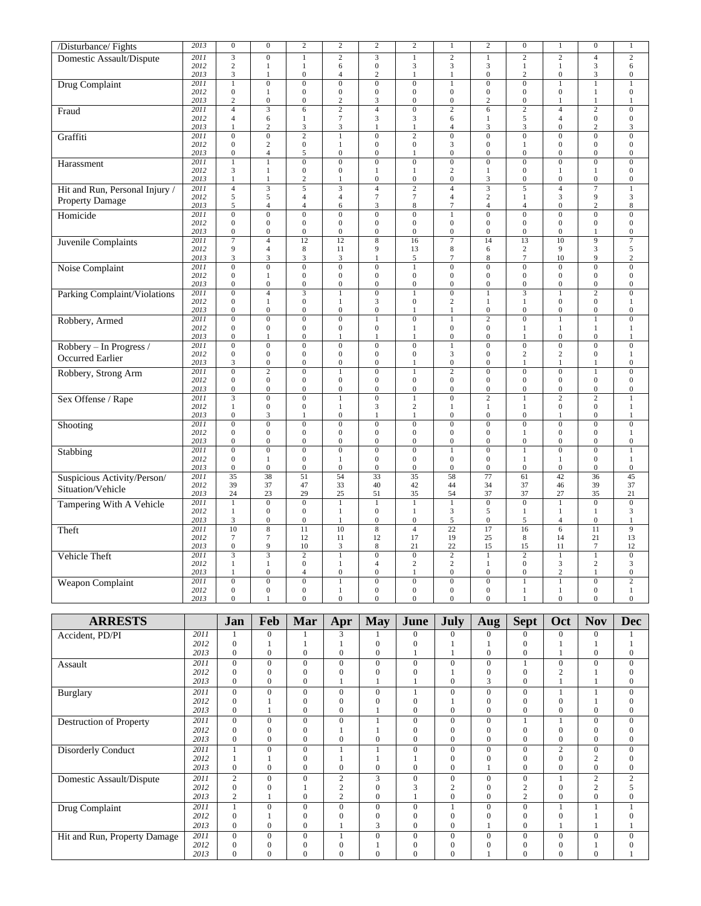| /Disturbance/ Fights | 2013 | 0 | 0 | 2 | 2 | 2 | 2 | 1 | 2 | 0 | 1 | 0 | 1 |
|---|---|---|---|---|---|---|---|---|---|---|---|---|---|
| Domestic Assault/Dispute | 2011 | 3 | 0 | 1 | 2 | 3 | 1 | 2 | 1 | 2 | 2 | 4 | 2 |
| | 2012 | 2 | 1 | 1 | 6 | 0 | 3 | 3 | 3 | 1 | 1 | 3 | 6 |
| | 2013 | 3 | 1 | 0 | 4 | 2 | 1 | 1 | 0 | 2 | 0 | 3 | 0 |
| Drug Complaint | 2011 | 1 | 0 | 0 | 0 | 0 | 0 | 1 | 0 | 0 | 1 | 1 | 1 |
| | 2012 | 0 | 1 | 0 | 0 | 0 | 0 | 0 | 0 | 0 | 0 | 1 | 0 |
| | 2013 | 2 | 0 | 0 | 2 | 3 | 0 | 0 | 2 | 0 | 1 | 1 | 1 |
| Fraud | 2011 | 4 | 3 | 6 | 2 | 4 | 0 | 2 | 6 | 2 | 4 | 2 | 0 |
| | 2012 | 4 | 6 | 1 | 7 | 3 | 3 | 6 | 1 | 5 | 4 | 0 | 0 |
| | 2013 | 1 | 2 | 3 | 3 | 1 | 1 | 4 | 3 | 3 | 0 | 2 | 3 |
| Graffiti | 2011 | 0 | 0 | 2 | 1 | 0 | 2 | 0 | 0 | 0 | 0 | 0 | 0 |
| | 2012 | 0 | 2 | 0 | 1 | 0 | 0 | 3 | 0 | 1 | 0 | 0 | 0 |
| | 2013 | 0 | 4 | 5 | 0 | 0 | 1 | 0 | 0 | 0 | 0 | 0 | 0 |
| Harassment | 2011 | 1 | 1 | 0 | 0 | 0 | 0 | 0 | 0 | 0 | 0 | 0 | 0 |
| | 2012 | 3 | 1 | 0 | 0 | 1 | 1 | 2 | 1 | 0 | 1 | 1 | 0 |
| | 2013 | 1 | 1 | 2 | 1 | 0 | 0 | 0 | 3 | 0 | 0 | 0 | 0 |
| Hit and Run, Personal Injury / Property Damage | 2011 | 4 | 3 | 5 | 3 | 4 | 2 | 4 | 3 | 5 | 4 | 7 | 1 |
| | 2012 | 5 | 5 | 4 | 4 | 7 | 7 | 4 | 2 | 1 | 3 | 9 | 3 |
| | 2013 | 5 | 4 | 4 | 6 | 3 | 8 | 7 | 4 | 4 | 0 | 2 | 8 |
| Homicide | 2011 | 0 | 0 | 0 | 0 | 0 | 0 | 1 | 0 | 0 | 0 | 0 | 0 |
| | 2012 | 0 | 0 | 0 | 0 | 0 | 0 | 0 | 0 | 0 | 0 | 0 | 0 |
| | 2013 | 0 | 0 | 0 | 0 | 0 | 0 | 0 | 0 | 0 | 0 | 1 | 0 |
| Juvenile Complaints | 2011 | 7 | 4 | 12 | 12 | 8 | 16 | 7 | 14 | 13 | 10 | 9 | 7 |
| | 2012 | 9 | 4 | 8 | 11 | 9 | 13 | 8 | 6 | 2 | 9 | 3 | 5 |
| | 2013 | 3 | 3 | 3 | 3 | 1 | 5 | 7 | 8 | 7 | 10 | 9 | 2 |
| Noise Complaint | 2011 | 0 | 0 | 0 | 0 | 0 | 1 | 0 | 0 | 0 | 0 | 0 | 0 |
| | 2012 | 0 | 1 | 0 | 0 | 0 | 0 | 0 | 0 | 0 | 0 | 0 | 0 |
| | 2013 | 0 | 0 | 0 | 0 | 0 | 0 | 0 | 0 | 0 | 0 | 0 | 0 |
| Parking Complaint/Violations | 2011 | 0 | 4 | 3 | 1 | 0 | 1 | 0 | 1 | 3 | 1 | 2 | 0 |
| | 2012 | 0 | 1 | 0 | 1 | 3 | 0 | 2 | 1 | 1 | 0 | 0 | 1 |
| | 2013 | 0 | 0 | 0 | 0 | 0 | 1 | 1 | 0 | 0 | 0 | 0 | 0 |
| Robbery, Armed | 2011 | 0 | 0 | 0 | 0 | 1 | 0 | 1 | 2 | 0 | 1 | 1 | 0 |
| | 2012 | 0 | 0 | 0 | 0 | 0 | 1 | 0 | 0 | 1 | 1 | 1 | 1 |
| | 2013 | 0 | 1 | 0 | 1 | 1 | 1 | 0 | 0 | 1 | 0 | 0 | 1 |
| Robbery – In Progress / Occurred Earlier | 2011 | 0 | 0 | 0 | 0 | 0 | 0 | 1 | 0 | 0 | 0 | 0 | 0 |
| | 2012 | 0 | 0 | 0 | 0 | 0 | 0 | 3 | 0 | 2 | 2 | 0 | 1 |
| | 2013 | 3 | 0 | 0 | 0 | 0 | 1 | 0 | 0 | 1 | 1 | 1 | 0 |
| Robbery, Strong Arm | 2011 | 0 | 2 | 0 | 1 | 0 | 1 | 2 | 0 | 0 | 0 | 1 | 0 |
| | 2012 | 0 | 0 | 0 | 0 | 0 | 0 | 0 | 0 | 0 | 0 | 0 | 0 |
| | 2013 | 0 | 0 | 0 | 0 | 0 | 0 | 0 | 0 | 0 | 0 | 0 | 0 |
| Sex Offense / Rape | 2011 | 3 | 0 | 0 | 1 | 0 | 1 | 0 | 2 | 1 | 2 | 2 | 1 |
| | 2012 | 1 | 0 | 0 | 1 | 3 | 2 | 1 | 1 | 1 | 0 | 0 | 1 |
| | 2013 | 0 | 3 | 1 | 0 | 1 | 1 | 0 | 0 | 0 | 1 | 0 | 1 |
| Shooting | 2011 | 0 | 0 | 0 | 0 | 0 | 0 | 0 | 0 | 0 | 0 | 0 | 0 |
| | 2012 | 0 | 0 | 0 | 0 | 0 | 0 | 0 | 0 | 1 | 0 | 0 | 1 |
| | 2013 | 0 | 0 | 0 | 0 | 0 | 0 | 0 | 0 | 0 | 0 | 0 | 0 |
| Stabbing | 2011 | 0 | 0 | 0 | 0 | 0 | 0 | 1 | 0 | 1 | 0 | 0 | 1 |
| | 2012 | 0 | 1 | 0 | 1 | 0 | 0 | 0 | 0 | 1 | 1 | 0 | 1 |
| | 2013 | 0 | 0 | 0 | 0 | 0 | 0 | 0 | 0 | 0 | 0 | 0 | 0 |
| Suspicious Activity/Person/ Situation/Vehicle | 2011 | 35 | 38 | 51 | 54 | 33 | 35 | 58 | 77 | 61 | 42 | 36 | 45 |
| | 2012 | 39 | 37 | 47 | 33 | 40 | 42 | 44 | 34 | 37 | 46 | 39 | 37 |
| | 2013 | 24 | 23 | 29 | 25 | 51 | 35 | 54 | 37 | 37 | 27 | 35 | 21 |
| Tampering With A Vehicle | 2011 | 1 | 0 | 0 | 1 | 1 | 1 | 1 | 0 | 0 | 1 | 0 | 0 |
| | 2012 | 1 | 0 | 0 | 1 | 0 | 1 | 3 | 5 | 1 | 1 | 1 | 3 |
| | 2013 | 3 | 0 | 0 | 1 | 0 | 0 | 5 | 0 | 5 | 4 | 0 | 1 |
| Theft | 2011 | 10 | 8 | 11 | 10 | 8 | 4 | 22 | 17 | 16 | 6 | 11 | 9 |
| | 2012 | 7 | 7 | 12 | 11 | 12 | 17 | 19 | 25 | 8 | 14 | 21 | 13 |
| | 2013 | 0 | 9 | 10 | 3 | 8 | 21 | 22 | 15 | 15 | 11 | 7 | 12 |
| Vehicle Theft | 2011 | 3 | 3 | 2 | 1 | 0 | 0 | 2 | 1 | 2 | 1 | 1 | 0 |
| | 2012 | 1 | 1 | 0 | 1 | 4 | 2 | 2 | 1 | 0 | 3 | 2 | 3 |
| | 2013 | 1 | 0 | 4 | 0 | 0 | 1 | 0 | 0 | 0 | 2 | 1 | 0 |
| Weapon Complaint | 2011 | 0 | 0 | 0 | 1 | 0 | 0 | 0 | 0 | 1 | 1 | 0 | 2 |
| | 2012 | 0 | 0 | 0 | 1 | 0 | 0 | 0 | 0 | 1 | 1 | 0 | 1 |
| | 2013 | 0 | 1 | 0 | 0 | 0 | 0 | 0 | 0 | 1 | 0 | 0 | 0 |

| ARRESTS | | Jan | Feb | Mar | Apr | May | June | July | Aug | Sept | Oct | Nov | Dec |
|---|---|---|---|---|---|---|---|---|---|---|---|---|---|
| Accident, PD/PI | 2011 | 1 | 0 | 1 | 3 | 1 | 0 | 0 | 0 | 0 | 0 | 0 | 1 |
| | 2012 | 0 | 1 | 1 | 1 | 0 | 0 | 1 | 1 | 0 | 1 | 1 | 1 |
| | 2013 | 0 | 0 | 0 | 0 | 0 | 1 | 1 | 0 | 0 | 1 | 0 | 0 |
| Assault | 2011 | 0 | 0 | 0 | 0 | 0 | 0 | 0 | 0 | 1 | 0 | 0 | 0 |
| | 2012 | 0 | 0 | 0 | 0 | 0 | 0 | 1 | 0 | 0 | 2 | 1 | 0 |
| | 2013 | 0 | 0 | 0 | 1 | 1 | 1 | 0 | 3 | 0 | 1 | 1 | 0 |
| Burglary | 2011 | 0 | 0 | 0 | 0 | 0 | 1 | 0 | 0 | 0 | 1 | 1 | 0 |
| | 2012 | 0 | 1 | 0 | 0 | 0 | 0 | 1 | 0 | 0 | 0 | 1 | 0 |
| | 2013 | 0 | 1 | 0 | 0 | 1 | 0 | 0 | 0 | 0 | 0 | 0 | 0 |
| Destruction of Property | 2011 | 0 | 0 | 0 | 0 | 1 | 0 | 0 | 0 | 1 | 1 | 0 | 0 |
| | 2012 | 0 | 0 | 0 | 1 | 1 | 0 | 0 | 0 | 0 | 0 | 0 | 0 |
| | 2013 | 0 | 0 | 0 | 0 | 0 | 0 | 0 | 0 | 0 | 0 | 0 | 0 |
| Disorderly Conduct | 2011 | 1 | 0 | 0 | 1 | 1 | 0 | 0 | 0 | 0 | 2 | 0 | 0 |
| | 2012 | 1 | 1 | 0 | 1 | 1 | 1 | 0 | 0 | 0 | 0 | 2 | 0 |
| | 2013 | 0 | 0 | 0 | 0 | 0 | 0 | 0 | 1 | 0 | 0 | 0 | 0 |
| Domestic Assault/Dispute | 2011 | 2 | 0 | 0 | 2 | 3 | 0 | 0 | 0 | 0 | 1 | 2 | 2 |
| | 2012 | 0 | 0 | 1 | 2 | 0 | 3 | 2 | 0 | 2 | 0 | 2 | 5 |
| | 2013 | 2 | 1 | 0 | 2 | 0 | 1 | 0 | 0 | 2 | 0 | 0 | 0 |
| Drug Complaint | 2011 | 1 | 0 | 0 | 0 | 0 | 0 | 1 | 0 | 0 | 1 | 1 | 1 |
| | 2012 | 0 | 1 | 0 | 0 | 0 | 0 | 0 | 0 | 0 | 0 | 1 | 0 |
| | 2013 | 0 | 0 | 0 | 1 | 3 | 0 | 0 | 1 | 0 | 1 | 1 | 1 |
| Hit and Run, Property Damage | 2011 | 0 | 0 | 0 | 1 | 0 | 0 | 0 | 0 | 0 | 0 | 0 | 0 |
| | 2012 | 0 | 0 | 0 | 0 | 1 | 0 | 0 | 0 | 0 | 0 | 1 | 0 |
| | 2013 | 0 | 0 | 0 | 0 | 0 | 0 | 0 | 1 | 0 | 0 | 0 | 1 |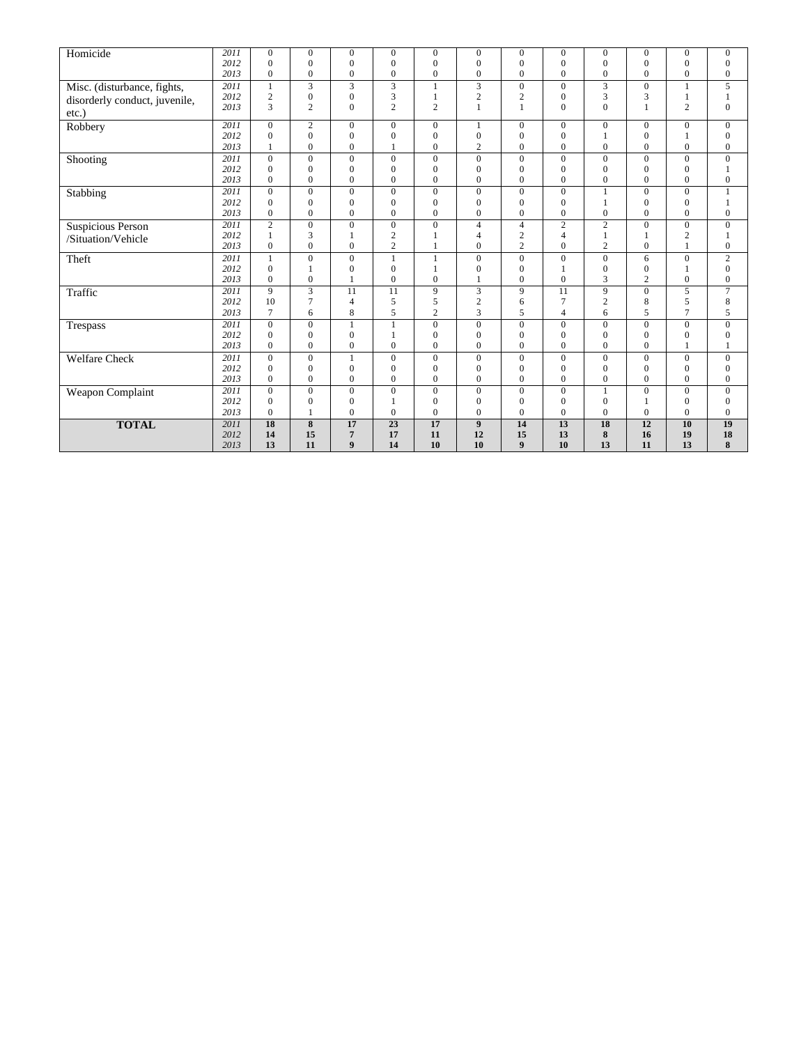| | | | | | | | | | | | | | |
|---|---|---|---|---|---|---|---|---|---|---|---|---|---|
| Homicide | 2011 | 0 | 0 | 0 | 0 | 0 | 0 | 0 | 0 | 0 | 0 | 0 | 0 |
| | 2012 | 0 | 0 | 0 | 0 | 0 | 0 | 0 | 0 | 0 | 0 | 0 | 0 |
| | 2013 | 0 | 0 | 0 | 0 | 0 | 0 | 0 | 0 | 0 | 0 | 0 | 0 |
| Misc. (disturbance, fights, disorderly conduct, juvenile, etc.) | 2011 | 1 | 3 | 3 | 3 | 1 | 3 | 0 | 0 | 3 | 0 | 1 | 5 |
| | 2012 | 2 | 0 | 0 | 3 | 1 | 2 | 2 | 0 | 3 | 3 | 1 | 1 |
| | 2013 | 3 | 2 | 0 | 2 | 2 | 1 | 1 | 0 | 0 | 1 | 2 | 0 |
| Robbery | 2011 | 0 | 2 | 0 | 0 | 0 | 1 | 0 | 0 | 0 | 0 | 0 | 0 |
| | 2012 | 0 | 0 | 0 | 0 | 0 | 0 | 0 | 0 | 1 | 0 | 1 | 0 |
| | 2013 | 1 | 0 | 0 | 1 | 0 | 2 | 0 | 0 | 0 | 0 | 0 | 0 |
| Shooting | 2011 | 0 | 0 | 0 | 0 | 0 | 0 | 0 | 0 | 0 | 0 | 0 | 0 |
| | 2012 | 0 | 0 | 0 | 0 | 0 | 0 | 0 | 0 | 0 | 0 | 0 | 1 |
| | 2013 | 0 | 0 | 0 | 0 | 0 | 0 | 0 | 0 | 0 | 0 | 0 | 0 |
| Stabbing | 2011 | 0 | 0 | 0 | 0 | 0 | 0 | 0 | 0 | 1 | 0 | 0 | 1 |
| | 2012 | 0 | 0 | 0 | 0 | 0 | 0 | 0 | 0 | 1 | 0 | 0 | 1 |
| | 2013 | 0 | 0 | 0 | 0 | 0 | 0 | 0 | 0 | 0 | 0 | 0 | 0 |
| Suspicious Person /Situation/Vehicle | 2011 | 2 | 0 | 0 | 0 | 0 | 4 | 4 | 2 | 2 | 0 | 0 | 0 |
| | 2012 | 1 | 3 | 1 | 2 | 1 | 4 | 2 | 4 | 1 | 1 | 2 | 1 |
| | 2013 | 0 | 0 | 0 | 2 | 1 | 0 | 2 | 0 | 2 | 0 | 1 | 0 |
| Theft | 2011 | 1 | 0 | 0 | 1 | 1 | 0 | 0 | 0 | 0 | 6 | 0 | 2 |
| | 2012 | 0 | 1 | 0 | 0 | 1 | 0 | 0 | 1 | 0 | 0 | 1 | 0 |
| | 2013 | 0 | 0 | 1 | 0 | 0 | 1 | 0 | 0 | 3 | 2 | 0 | 0 |
| Traffic | 2011 | 9 | 3 | 11 | 11 | 9 | 3 | 9 | 11 | 9 | 0 | 5 | 7 |
| | 2012 | 10 | 7 | 4 | 5 | 5 | 2 | 6 | 7 | 2 | 8 | 5 | 8 |
| | 2013 | 7 | 6 | 8 | 5 | 2 | 3 | 5 | 4 | 6 | 5 | 7 | 5 |
| Trespass | 2011 | 0 | 0 | 1 | 1 | 0 | 0 | 0 | 0 | 0 | 0 | 0 | 0 |
| | 2012 | 0 | 0 | 0 | 1 | 0 | 0 | 0 | 0 | 0 | 0 | 0 | 0 |
| | 2013 | 0 | 0 | 0 | 0 | 0 | 0 | 0 | 0 | 0 | 0 | 1 | 1 |
| Welfare Check | 2011 | 0 | 0 | 1 | 0 | 0 | 0 | 0 | 0 | 0 | 0 | 0 | 0 |
| | 2012 | 0 | 0 | 0 | 0 | 0 | 0 | 0 | 0 | 0 | 0 | 0 | 0 |
| | 2013 | 0 | 0 | 0 | 0 | 0 | 0 | 0 | 0 | 0 | 0 | 0 | 0 |
| Weapon Complaint | 2011 | 0 | 0 | 0 | 0 | 0 | 0 | 0 | 0 | 1 | 0 | 0 | 0 |
| | 2012 | 0 | 0 | 0 | 1 | 0 | 0 | 0 | 0 | 0 | 1 | 0 | 0 |
| | 2013 | 0 | 1 | 0 | 0 | 0 | 0 | 0 | 0 | 0 | 0 | 0 | 0 |
| **TOTAL** | 2011 | **18** | **8** | **17** | **23** | **17** | **9** | **14** | **13** | **18** | **12** | **10** | **19** |
| | 2012 | **14** | **15** | **7** | **17** | **11** | **12** | **15** | **13** | **8** | **16** | **19** | **18** |
| | 2013 | **13** | **11** | **9** | **14** | **10** | **10** | **9** | **10** | **13** | **11** | **13** | **8** |